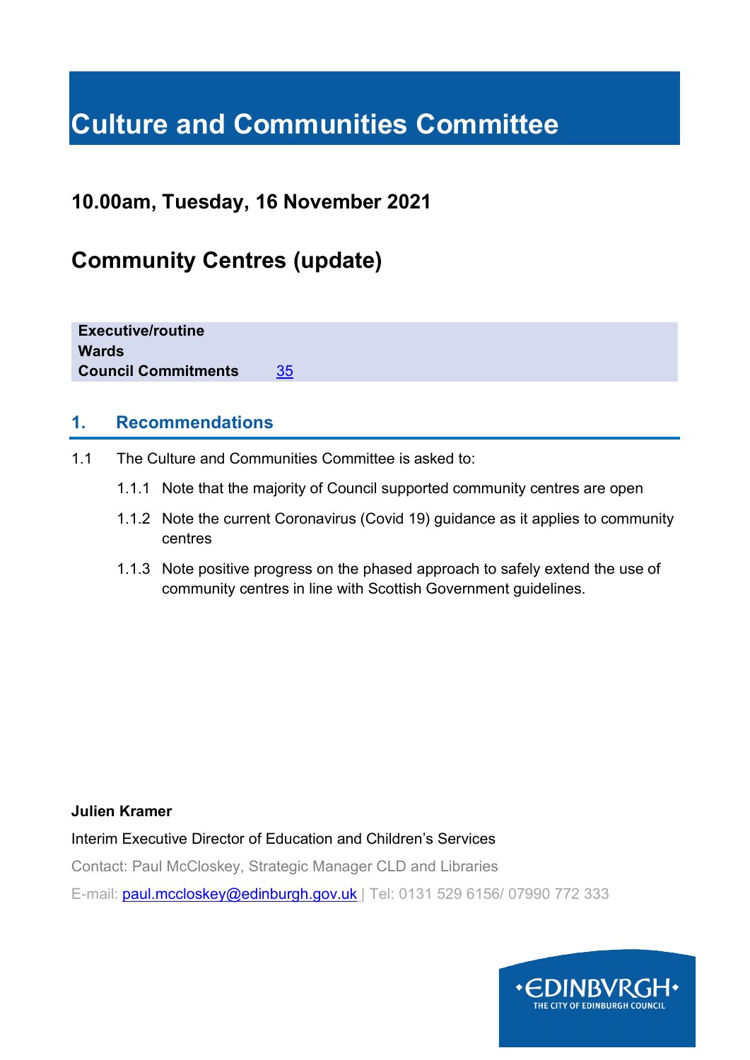# Culture and Communities Committee

## 10.00am, Tuesday, 16 November 2021

## Community Centres (update)

| | |
|---|---|
| **Executive/routine** | |
| **Wards** | |
| **Council Commitments** | [35](#) |

## 1. Recommendations

1.1 The Culture and Communities Committee is asked to:

1.1.1 Note that the majority of Council supported community centres are open

1.1.2 Note the current Coronavirus (Covid 19) guidance as it applies to community centres

1.1.3 Note positive progress on the phased approach to safely extend the use of community centres in line with Scottish Government guidelines.

**Julien Kramer**

Interim Executive Director of Education and Children's Services

Contact: Paul McCloskey, Strategic Manager CLD and Libraries

E-mail: [paul.mccloskey@edinburgh.gov.uk](mailto:paul.mccloskey@edinburgh.gov.uk) | Tel: 0131 529 6156/ 07990 772 333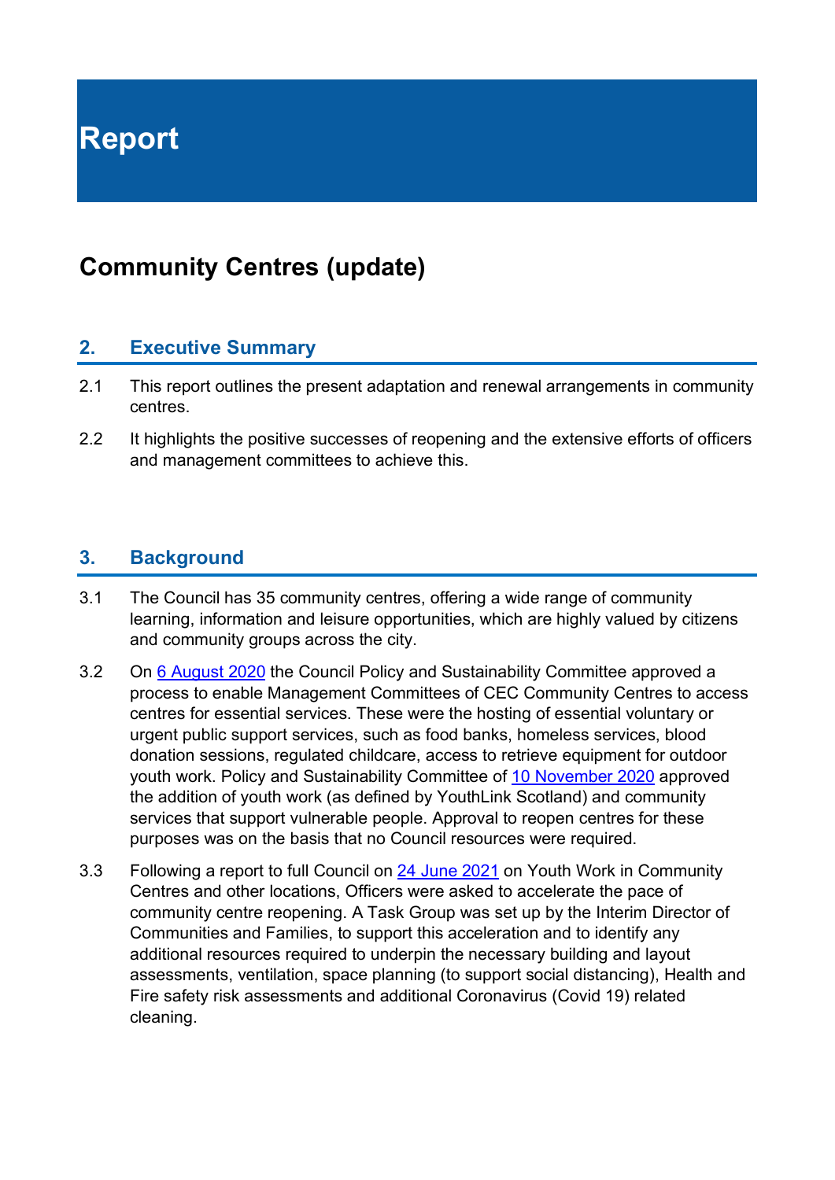# Report

## Community Centres (update)

### 2. Executive Summary

2.1 This report outlines the present adaptation and renewal arrangements in community centres.

2.2 It highlights the positive successes of reopening and the extensive efforts of officers and management committees to achieve this.

### 3. Background

3.1 The Council has 35 community centres, offering a wide range of community learning, information and leisure opportunities, which are highly valued by citizens and community groups across the city.

3.2 On 6 August 2020 the Council Policy and Sustainability Committee approved a process to enable Management Committees of CEC Community Centres to access centres for essential services. These were the hosting of essential voluntary or urgent public support services, such as food banks, homeless services, blood donation sessions, regulated childcare, access to retrieve equipment for outdoor youth work. Policy and Sustainability Committee of 10 November 2020 approved the addition of youth work (as defined by YouthLink Scotland) and community services that support vulnerable people. Approval to reopen centres for these purposes was on the basis that no Council resources were required.

3.3 Following a report to full Council on 24 June 2021 on Youth Work in Community Centres and other locations, Officers were asked to accelerate the pace of community centre reopening. A Task Group was set up by the Interim Director of Communities and Families, to support this acceleration and to identify any additional resources required to underpin the necessary building and layout assessments, ventilation, space planning (to support social distancing), Health and Fire safety risk assessments and additional Coronavirus (Covid 19) related cleaning.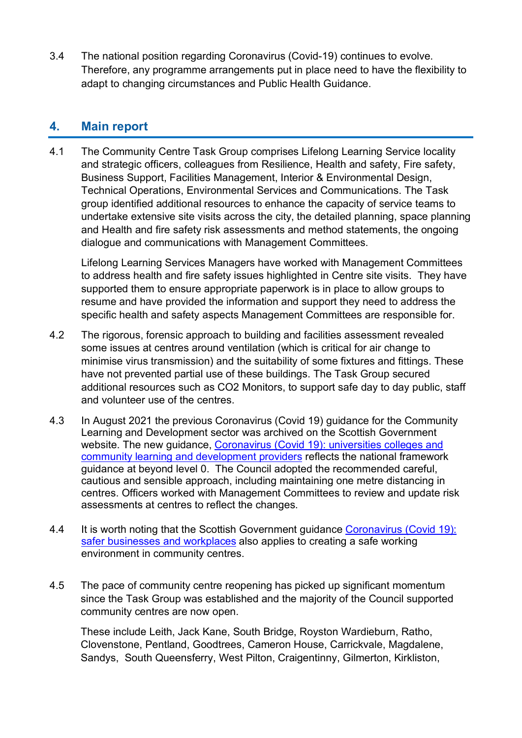3.4 The national position regarding Coronavirus (Covid-19) continues to evolve. Therefore, any programme arrangements put in place need to have the flexibility to adapt to changing circumstances and Public Health Guidance.

## 4. Main report

4.1 The Community Centre Task Group comprises Lifelong Learning Service locality and strategic officers, colleagues from Resilience, Health and safety, Fire safety, Business Support, Facilities Management, Interior & Environmental Design, Technical Operations, Environmental Services and Communications. The Task group identified additional resources to enhance the capacity of service teams to undertake extensive site visits across the city, the detailed planning, space planning and Health and fire safety risk assessments and method statements, the ongoing dialogue and communications with Management Committees.

Lifelong Learning Services Managers have worked with Management Committees to address health and fire safety issues highlighted in Centre site visits. They have supported them to ensure appropriate paperwork is in place to allow groups to resume and have provided the information and support they need to address the specific health and safety aspects Management Committees are responsible for.

4.2 The rigorous, forensic approach to building and facilities assessment revealed some issues at centres around ventilation (which is critical for air change to minimise virus transmission) and the suitability of some fixtures and fittings. These have not prevented partial use of these buildings. The Task Group secured additional resources such as CO2 Monitors, to support safe day to day public, staff and volunteer use of the centres.

4.3 In August 2021 the previous Coronavirus (Covid 19) guidance for the Community Learning and Development sector was archived on the Scottish Government website. The new guidance, [Coronavirus (Covid 19): universities colleges and community learning and development providers] reflects the national framework guidance at beyond level 0. The Council adopted the recommended careful, cautious and sensible approach, including maintaining one metre distancing in centres. Officers worked with Management Committees to review and update risk assessments at centres to reflect the changes.

4.4 It is worth noting that the Scottish Government guidance [Coronavirus (Covid 19): safer businesses and workplaces] also applies to creating a safe working environment in community centres.

4.5 The pace of community centre reopening has picked up significant momentum since the Task Group was established and the majority of the Council supported community centres are now open.

These include Leith, Jack Kane, South Bridge, Royston Wardieburn, Ratho, Clovenstone, Pentland, Goodtrees, Cameron House, Carrickvale, Magdalene, Sandys, South Queensferry, West Pilton, Craigentinny, Gilmerton, Kirkliston,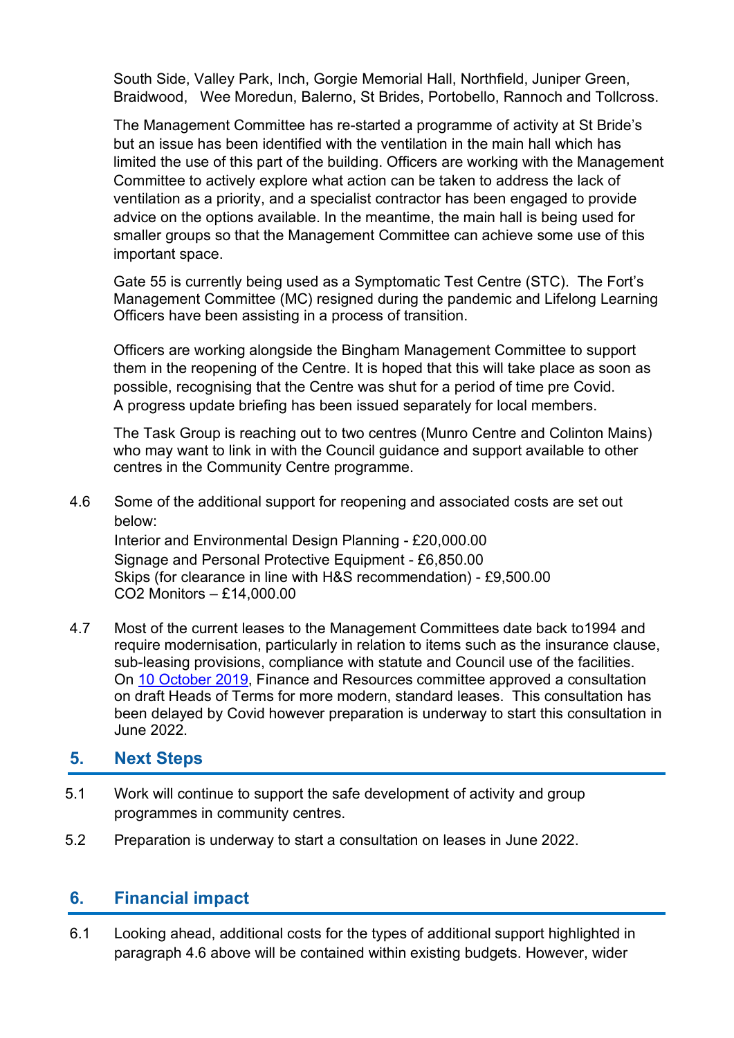South Side, Valley Park, Inch, Gorgie Memorial Hall, Northfield, Juniper Green, Braidwood, Wee Moredun, Balerno, St Brides, Portobello, Rannoch and Tollcross.

The Management Committee has re-started a programme of activity at St Bride's but an issue has been identified with the ventilation in the main hall which has limited the use of this part of the building. Officers are working with the Management Committee to actively explore what action can be taken to address the lack of ventilation as a priority, and a specialist contractor has been engaged to provide advice on the options available. In the meantime, the main hall is being used for smaller groups so that the Management Committee can achieve some use of this important space.

Gate 55 is currently being used as a Symptomatic Test Centre (STC). The Fort's Management Committee (MC) resigned during the pandemic and Lifelong Learning Officers have been assisting in a process of transition.

Officers are working alongside the Bingham Management Committee to support them in the reopening of the Centre. It is hoped that this will take place as soon as possible, recognising that the Centre was shut for a period of time pre Covid. A progress update briefing has been issued separately for local members.

The Task Group is reaching out to two centres (Munro Centre and Colinton Mains) who may want to link in with the Council guidance and support available to other centres in the Community Centre programme.

4.6 Some of the additional support for reopening and associated costs are set out below:
Interior and Environmental Design Planning - £20,000.00
Signage and Personal Protective Equipment - £6,850.00
Skips (for clearance in line with H&S recommendation) - £9,500.00
CO2 Monitors – £14,000.00

4.7 Most of the current leases to the Management Committees date back to1994 and require modernisation, particularly in relation to items such as the insurance clause, sub-leasing provisions, compliance with statute and Council use of the facilities. On [10 October 2019](), Finance and Resources committee approved a consultation on draft Heads of Terms for more modern, standard leases. This consultation has been delayed by Covid however preparation is underway to start this consultation in June 2022.

## 5. Next Steps

5.1 Work will continue to support the safe development of activity and group programmes in community centres.

5.2 Preparation is underway to start a consultation on leases in June 2022.

## 6. Financial impact

6.1 Looking ahead, additional costs for the types of additional support highlighted in paragraph 4.6 above will be contained within existing budgets. However, wider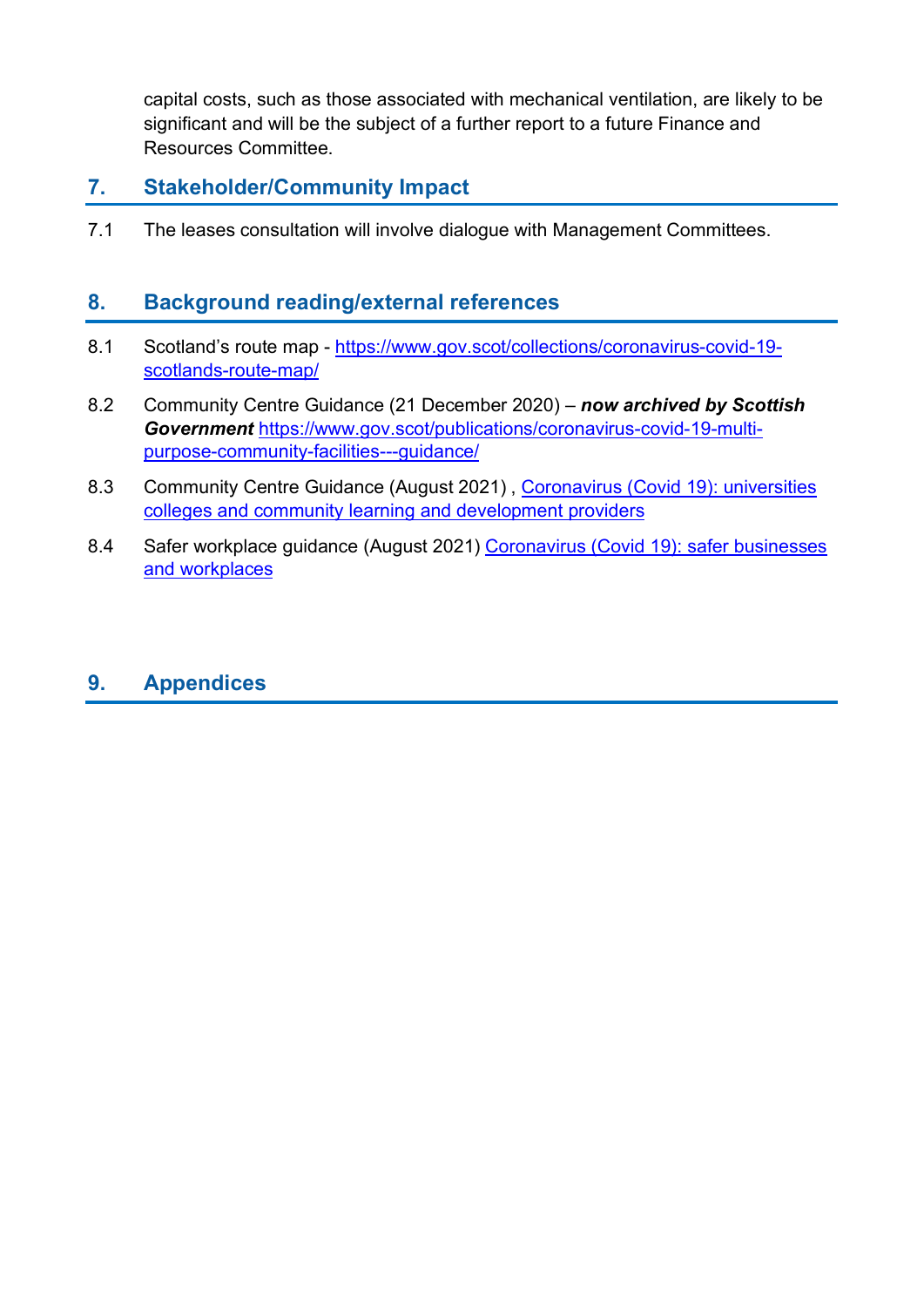capital costs, such as those associated with mechanical ventilation, are likely to be significant and will be the subject of a further report to a future Finance and Resources Committee.

## 7. Stakeholder/Community Impact

7.1 The leases consultation will involve dialogue with Management Committees.

## 8. Background reading/external references

8.1 Scotland's route map - https://www.gov.scot/collections/coronavirus-covid-19-scotlands-route-map/

8.2 Community Centre Guidance (21 December 2020) – ***now archived by Scottish Government*** https://www.gov.scot/publications/coronavirus-covid-19-multi-purpose-community-facilities---guidance/

8.3 Community Centre Guidance (August 2021) , Coronavirus (Covid 19): universities colleges and community learning and development providers

8.4 Safer workplace guidance (August 2021) Coronavirus (Covid 19): safer businesses and workplaces

## 9. Appendices